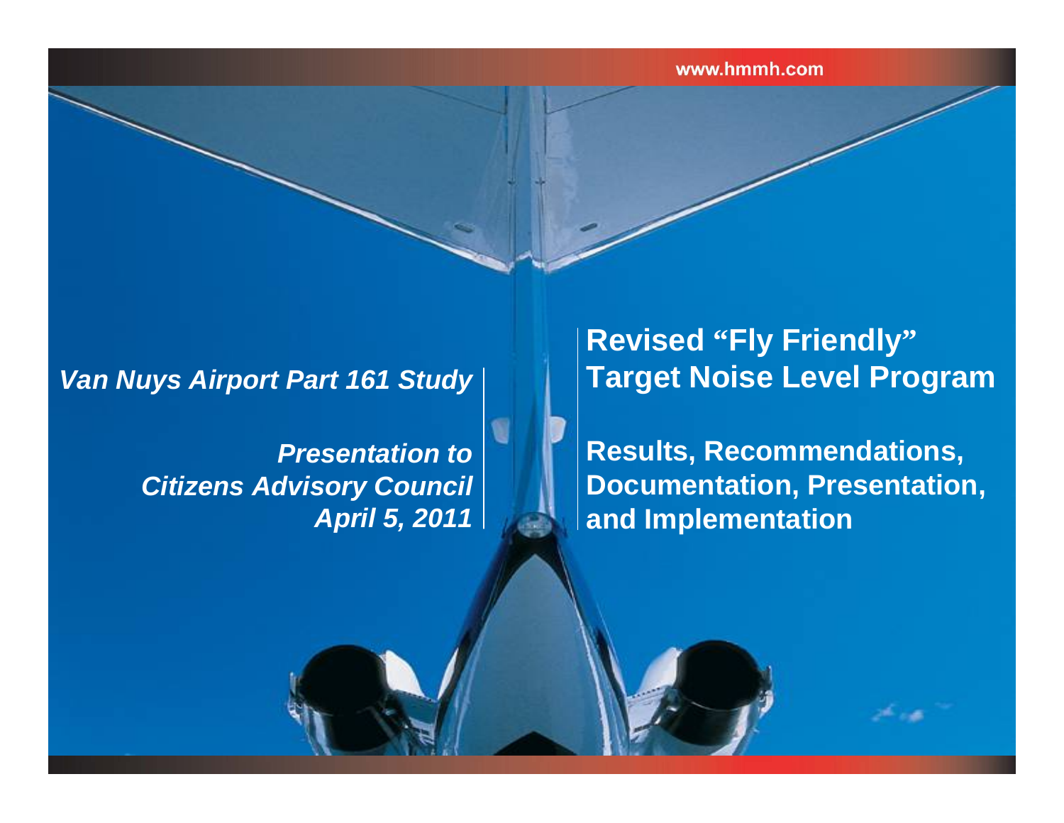*Van Nuys Airport Part 161 Study*

*Presentation to*
*Citizens Advisory Council*
*April 5, 2011*

# Revised "Fly Friendly" Target Noise Level Program

## Results, Recommendations, Documentation, Presentation, and Implementation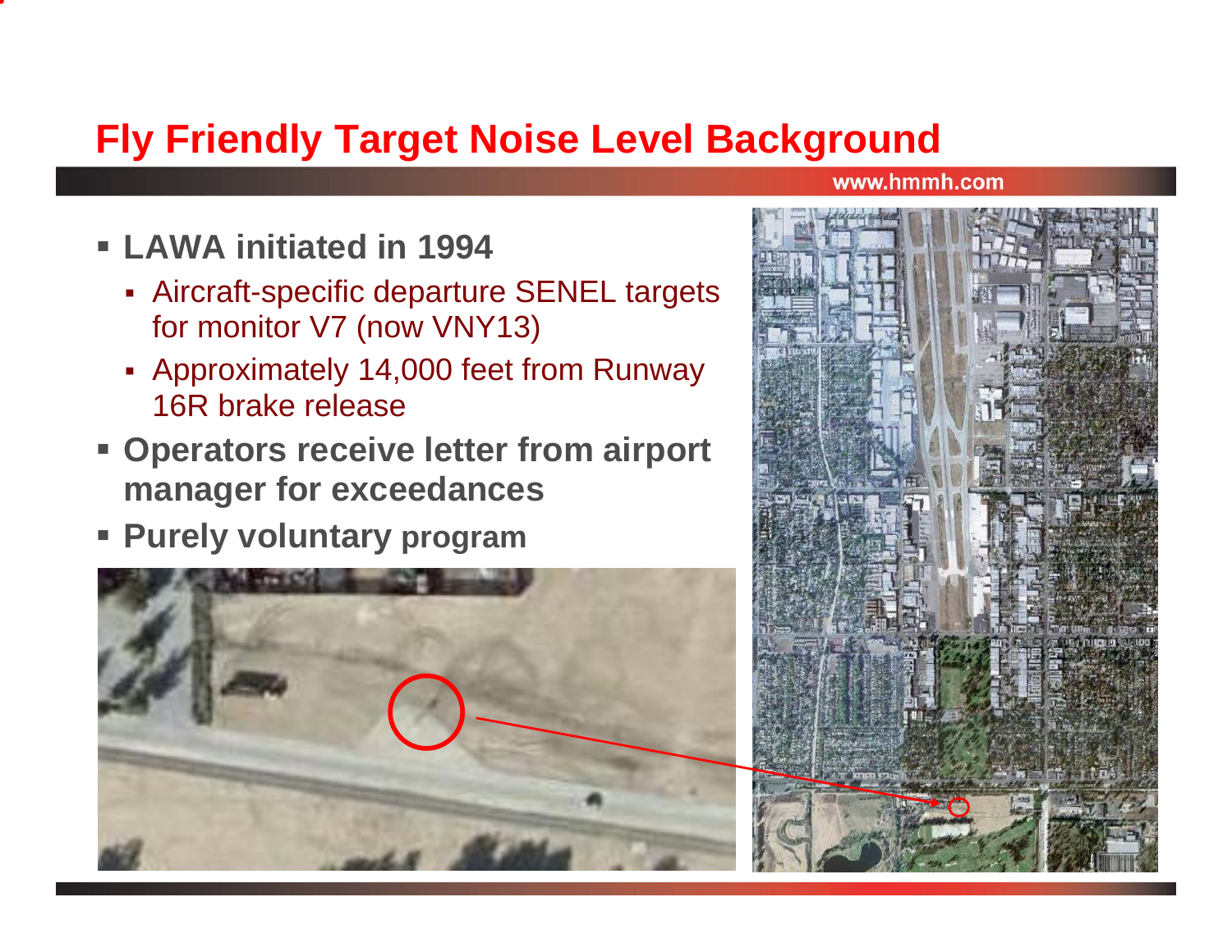# Fly Friendly Target Noise Level Background

- **LAWA initiated in 1994**
  - Aircraft-specific departure SENEL targets for monitor V7 (now VNY13)
  - Approximately 14,000 feet from Runway 16R brake release
- **Operators receive letter from airport manager for exceedances**
- **Purely voluntary program**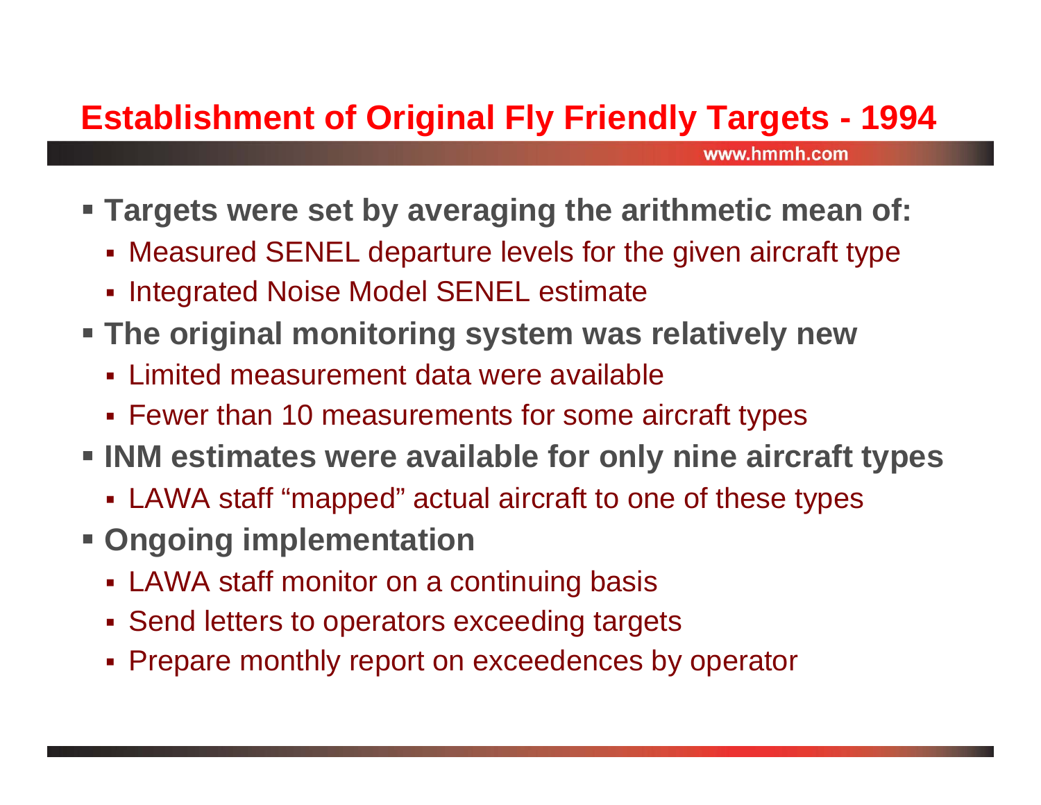# Establishment of Original Fly Friendly Targets - 1994

- **Targets were set by averaging the arithmetic mean of:**
  - Measured SENEL departure levels for the given aircraft type
  - Integrated Noise Model SENEL estimate
- **The original monitoring system was relatively new**
  - Limited measurement data were available
  - Fewer than 10 measurements for some aircraft types
- **INM estimates were available for only nine aircraft types**
  - LAWA staff “mapped” actual aircraft to one of these types
- **Ongoing implementation**
  - LAWA staff monitor on a continuing basis
  - Send letters to operators exceeding targets
  - Prepare monthly report on exceedences by operator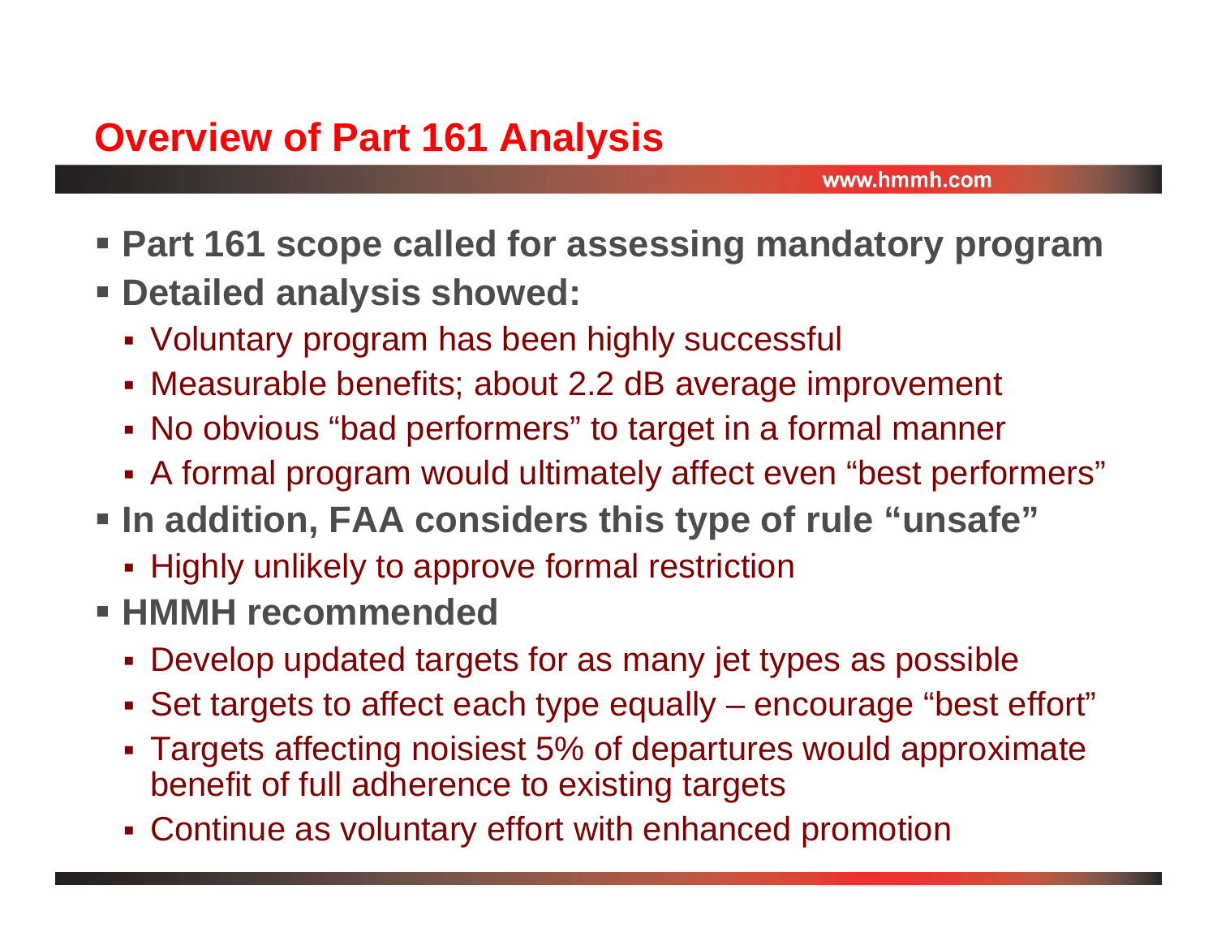## Overview of Part 161 Analysis

- **Part 161 scope called for assessing mandatory program**
- **Detailed analysis showed:**
  - Voluntary program has been highly successful
  - Measurable benefits; about 2.2 dB average improvement
  - No obvious "bad performers" to target in a formal manner
  - A formal program would ultimately affect even "best performers"
- **In addition, FAA considers this type of rule "unsafe"**
  - Highly unlikely to approve formal restriction
- **HMMH recommended**
  - Develop updated targets for as many jet types as possible
  - Set targets to affect each type equally – encourage "best effort"
  - Targets affecting noisiest 5% of departures would approximate benefit of full adherence to existing targets
  - Continue as voluntary effort with enhanced promotion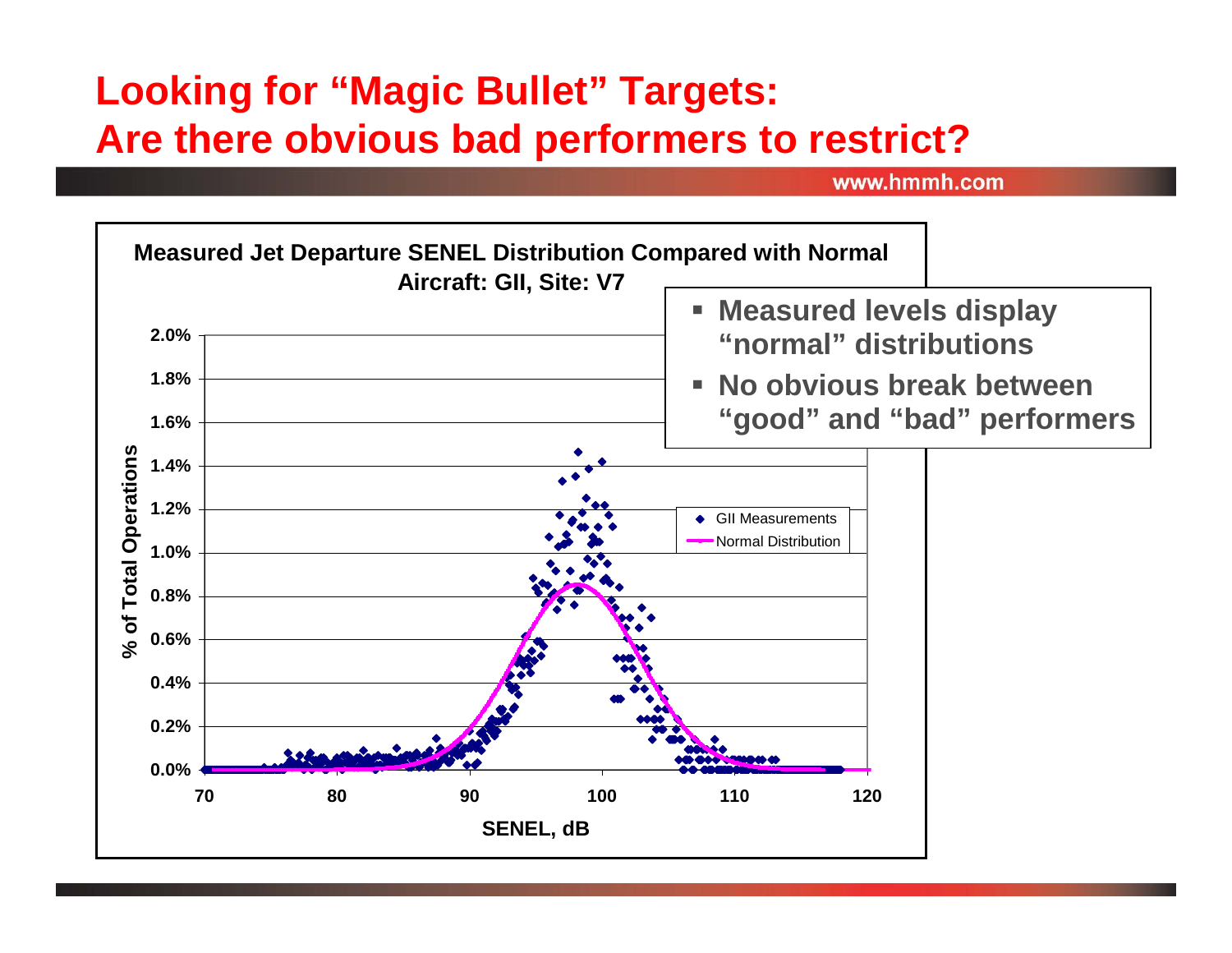# Looking for "Magic Bullet" Targets: Are there obvious bad performers to restrict?

**Measured Jet Departure SENEL Distribution Compared with Normal**
**Aircraft: GII, Site: V7**

- Measured levels display "normal" distributions
- No obvious break between "good" and "bad" performers

Legend: GII Measurements; Normal Distribution

Y-axis: % of Total Operations (0.0% – 2.0%)

X-axis: SENEL, dB (70 – 120)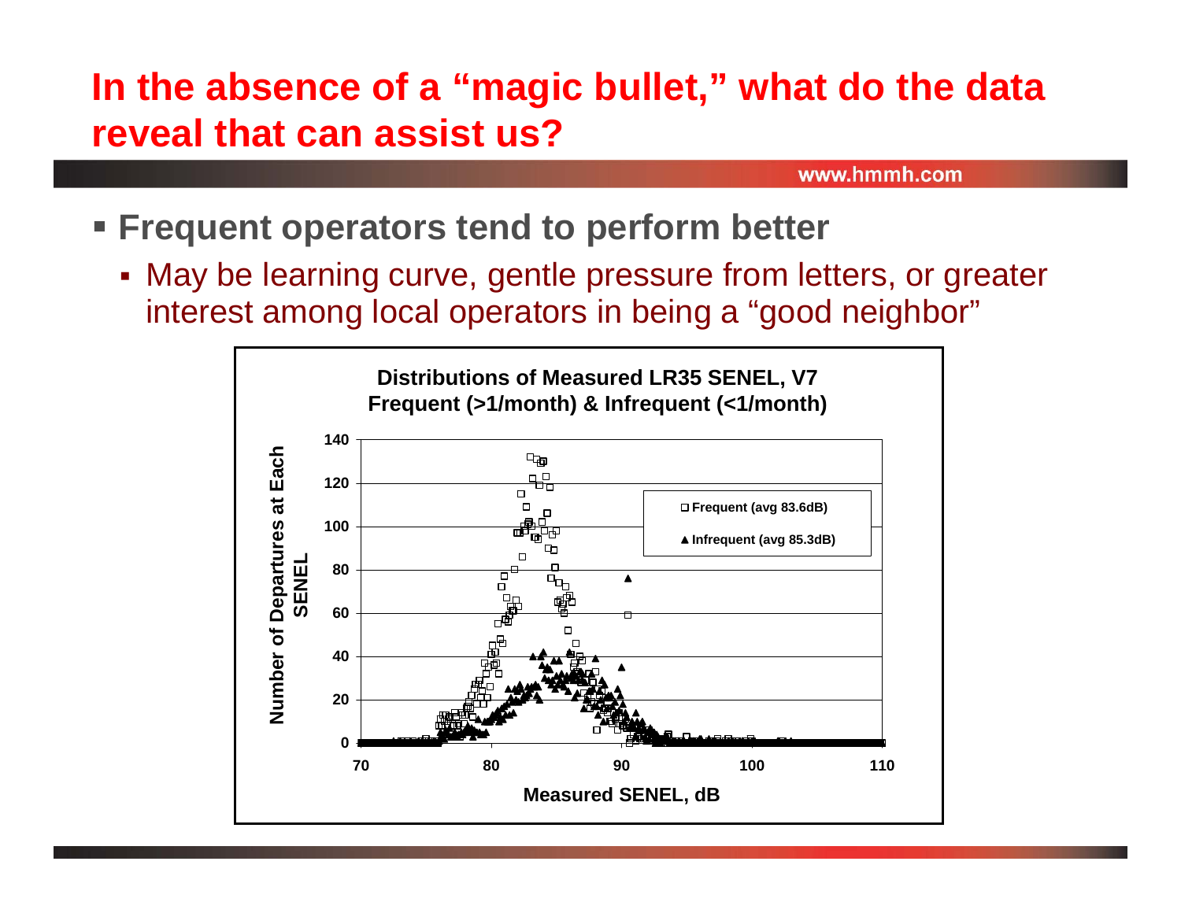# In the absence of a "magic bullet," what do the data reveal that can assist us?

- **Frequent operators tend to perform better**
  - May be learning curve, gentle pressure from letters, or greater interest among local operators in being a "good neighbor"

**Distributions of Measured LR35 SENEL, V7**
**Frequent (>1/month) & Infrequent (<1/month)**

Y-axis: Number of Departures at Each SENEL (0–140)

X-axis: Measured SENEL, dB (70–110)

Legend:
- Frequent (avg 83.6dB)
- Infrequent (avg 85.3dB)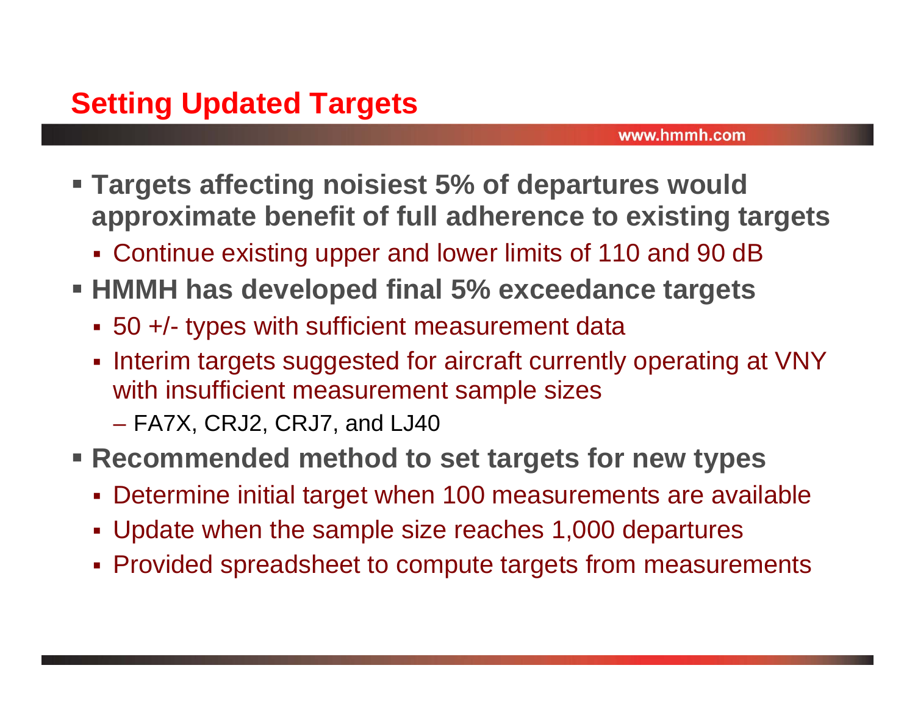# Setting Updated Targets

- **Targets affecting noisiest 5% of departures would approximate benefit of full adherence to existing targets**
  - Continue existing upper and lower limits of 110 and 90 dB
- **HMMH has developed final 5% exceedance targets**
  - 50 +/- types with sufficient measurement data
  - Interim targets suggested for aircraft currently operating at VNY with insufficient measurement sample sizes
    - FA7X, CRJ2, CRJ7, and LJ40
- **Recommended method to set targets for new types**
  - Determine initial target when 100 measurements are available
  - Update when the sample size reaches 1,000 departures
  - Provided spreadsheet to compute targets from measurements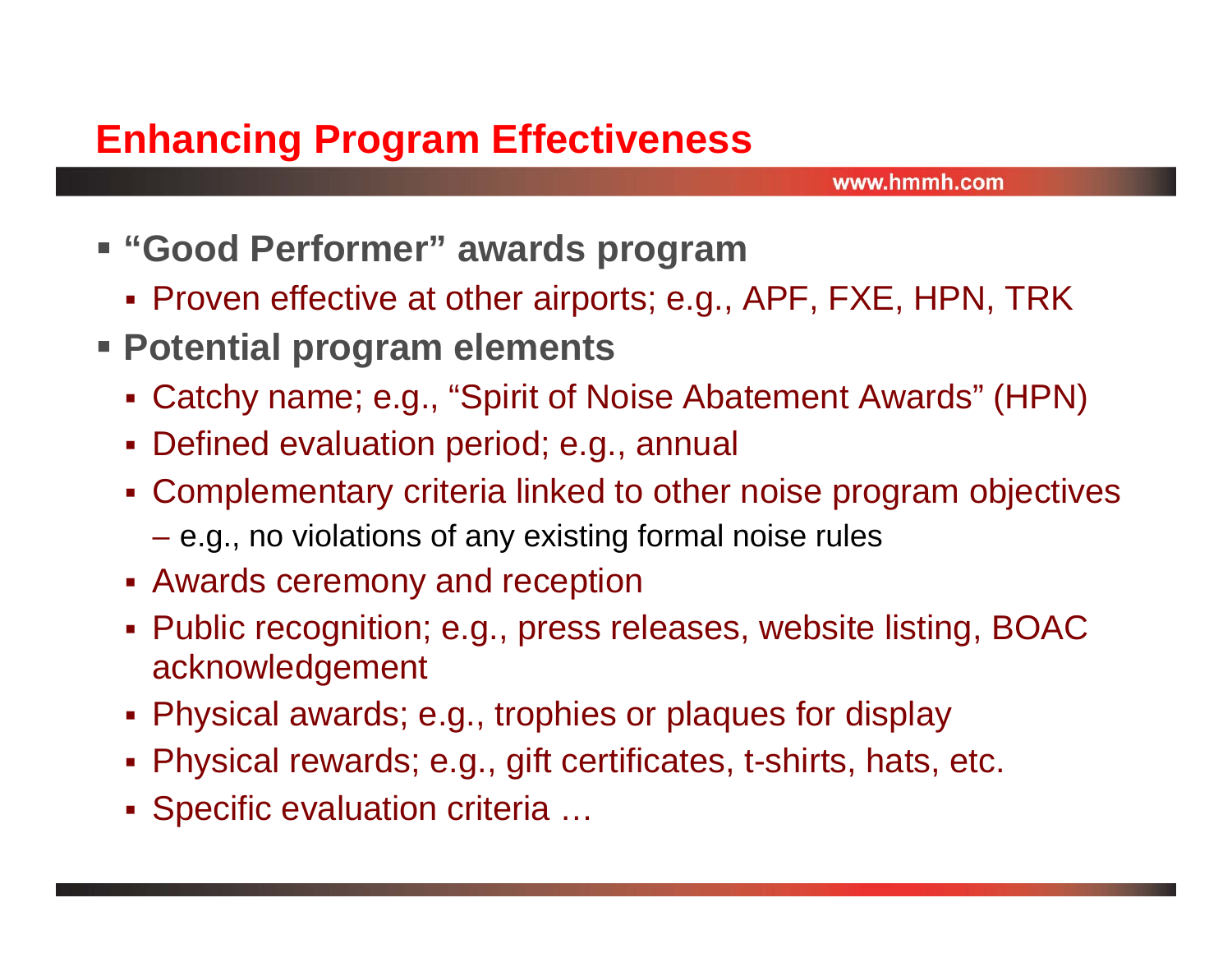## Enhancing Program Effectiveness

- **"Good Performer" awards program**
  - Proven effective at other airports; e.g., APF, FXE, HPN, TRK
- **Potential program elements**
  - Catchy name; e.g., "Spirit of Noise Abatement Awards" (HPN)
  - Defined evaluation period; e.g., annual
  - Complementary criteria linked to other noise program objectives
    - e.g., no violations of any existing formal noise rules
  - Awards ceremony and reception
  - Public recognition; e.g., press releases, website listing, BOAC acknowledgement
  - Physical awards; e.g., trophies or plaques for display
  - Physical rewards; e.g., gift certificates, t-shirts, hats, etc.
  - Specific evaluation criteria …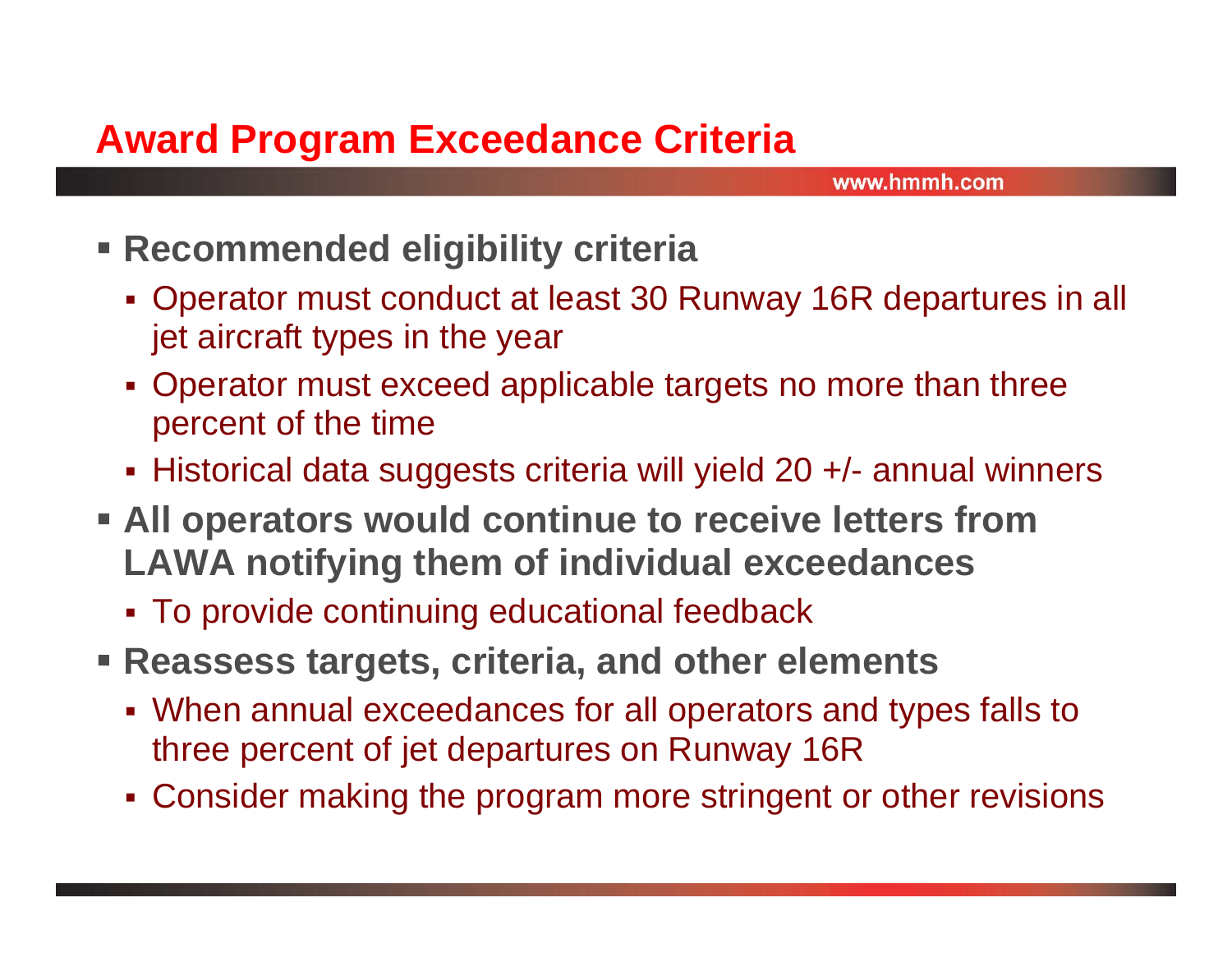# Award Program Exceedance Criteria

- **Recommended eligibility criteria**
  - Operator must conduct at least 30 Runway 16R departures in all jet aircraft types in the year
  - Operator must exceed applicable targets no more than three percent of the time
  - Historical data suggests criteria will yield 20 +/- annual winners
- **All operators would continue to receive letters from LAWA notifying them of individual exceedances**
  - To provide continuing educational feedback
- **Reassess targets, criteria, and other elements**
  - When annual exceedances for all operators and types falls to three percent of jet departures on Runway 16R
  - Consider making the program more stringent or other revisions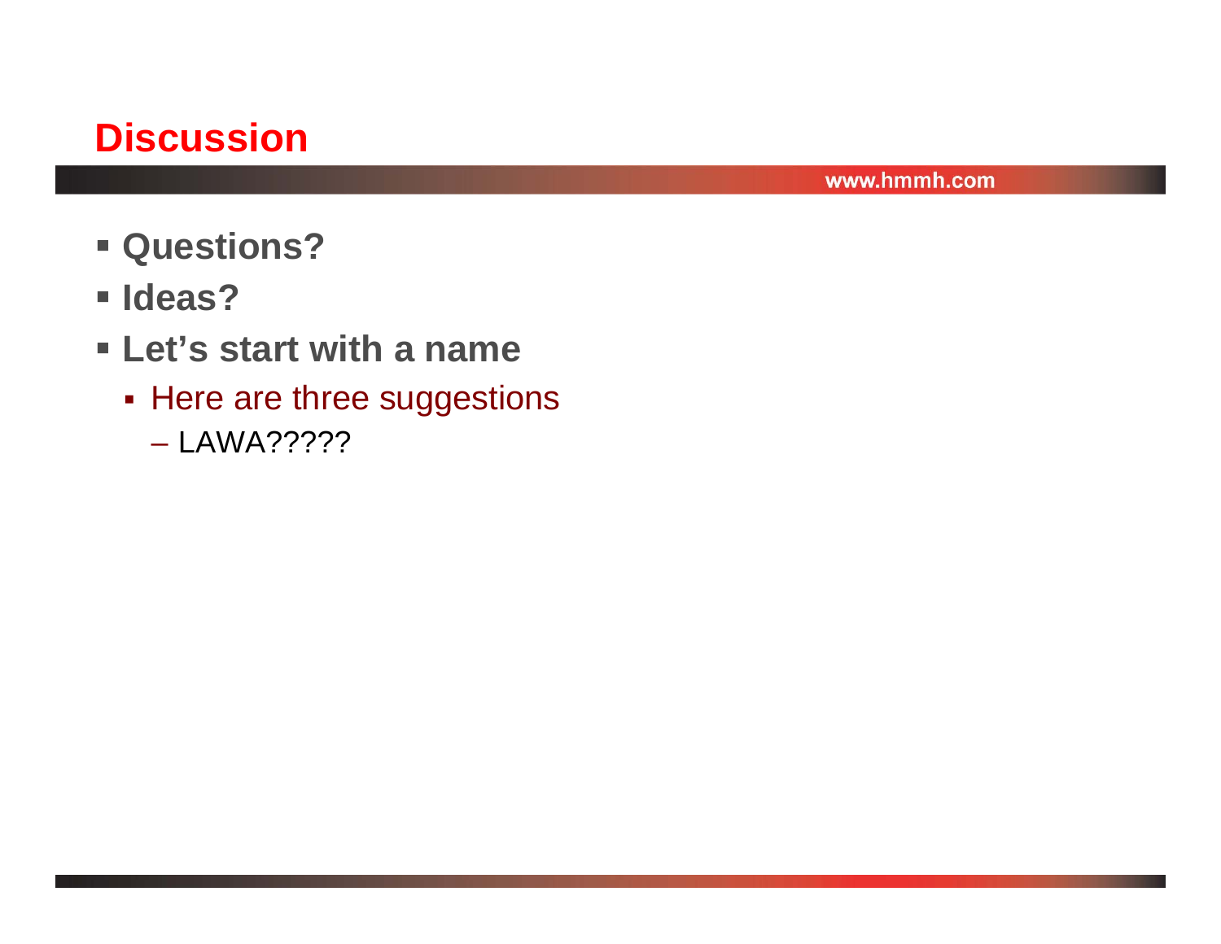# Discussion

- **Questions?**
- **Ideas?**
- **Let's start with a name**
  - Here are three suggestions
    - – LAWA?????